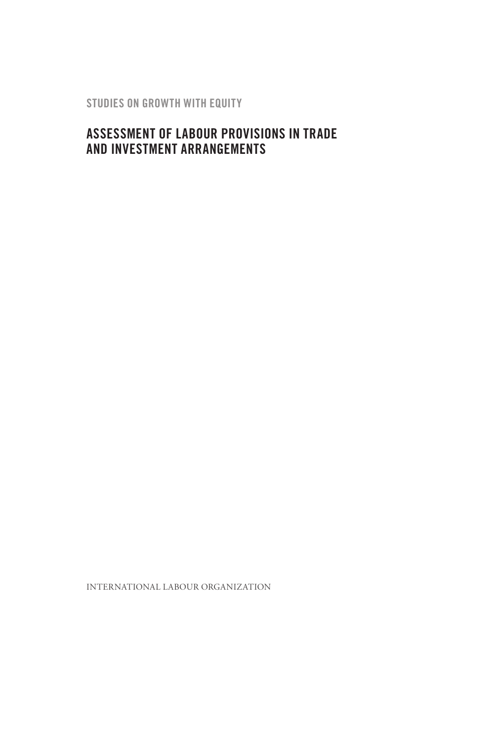STUDIES ON GROWTH WITH EQUITY

# ASSESSMENT OF LABOUR PROVISIONS IN TRADE AND INVESTMENT ARRANGEMENTS

INTERNATIONAL LABOUR ORGANIZATION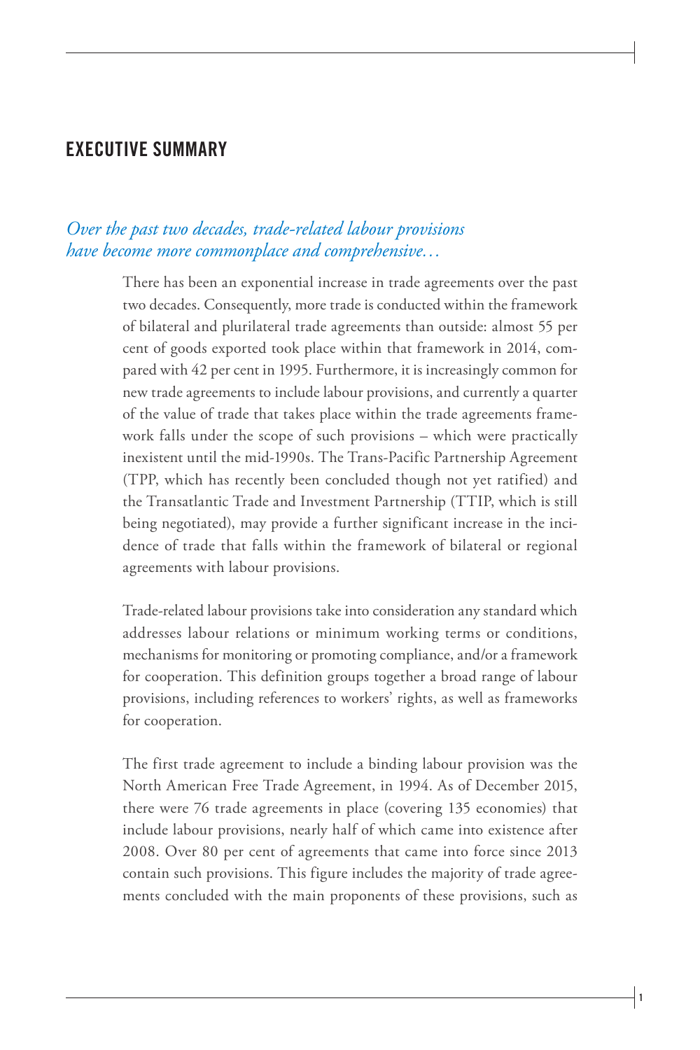# EXECUTIVE SUMMARY

*Over the past two decades, trade-related labour provisions have become more commonplace and comprehensive…*

There has been an exponential increase in trade agreements over the past two decades. Consequently, more trade is conducted within the framework of bilateral and plurilateral trade agreements than outside: almost 55 per cent of goods exported took place within that framework in 2014, compared with 42 per cent in 1995. Furthermore, it is increasingly common for new trade agreements to include labour provisions, and currently a quarter of the value of trade that takes place within the trade agreements framework falls under the scope of such provisions – which were practically inexistent until the mid-1990s. The Trans-Pacific Partnership Agreement (TPP, which has recently been concluded though not yet ratified) and the Transatlantic Trade and Investment Partnership (TTIP, which is still being negotiated), may provide a further significant increase in the incidence of trade that falls within the framework of bilateral or regional agreements with labour provisions.

Trade-related labour provisions take into consideration any standard which addresses labour relations or minimum working terms or conditions, mechanisms for monitoring or promoting compliance, and/or a framework for cooperation. This definition groups together a broad range of labour provisions, including references to workers' rights, as well as frameworks for cooperation.

The first trade agreement to include a binding labour provision was the North American Free Trade Agreement, in 1994. As of December 2015, there were 76 trade agreements in place (covering 135 economies) that include labour provisions, nearly half of which came into existence after 2008. Over 80 per cent of agreements that came into force since 2013 contain such provisions. This figure includes the majority of trade agreements concluded with the main proponents of these provisions, such as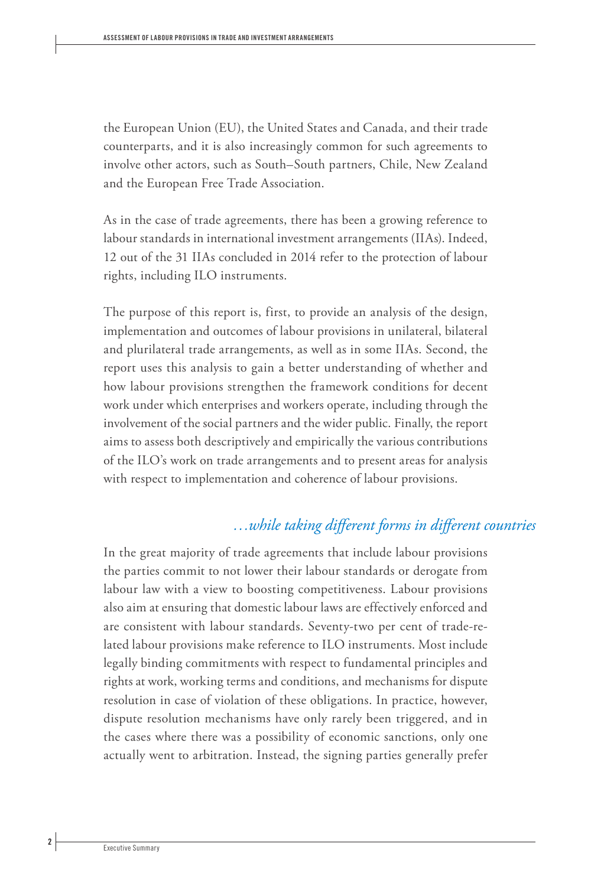the European Union (EU), the United States and Canada, and their trade counterparts, and it is also increasingly common for such agreements to involve other actors, such as South–South partners, Chile, New Zealand and the European Free Trade Association.

As in the case of trade agreements, there has been a growing reference to labour standards in international investment arrangements (IIAs). Indeed, 12 out of the 31 IIAs concluded in 2014 refer to the protection of labour rights, including ILO instruments.

The purpose of this report is, first, to provide an analysis of the design, implementation and outcomes of labour provisions in unilateral, bilateral and plurilateral trade arrangements, as well as in some IIAs. Second, the report uses this analysis to gain a better understanding of whether and how labour provisions strengthen the framework conditions for decent work under which enterprises and workers operate, including through the involvement of the social partners and the wider public. Finally, the report aims to assess both descriptively and empirically the various contributions of the ILO's work on trade arrangements and to present areas for analysis with respect to implementation and coherence of labour provisions.

### *…while taking different forms in different countries*

In the great majority of trade agreements that include labour provisions the parties commit to not lower their labour standards or derogate from labour law with a view to boosting competitiveness. Labour provisions also aim at ensuring that domestic labour laws are effectively enforced and are consistent with labour standards. Seventy-two per cent of trade-related labour provisions make reference to ILO instruments. Most include legally binding commitments with respect to fundamental principles and rights at work, working terms and conditions, and mechanisms for dispute resolution in case of violation of these obligations. In practice, however, dispute resolution mechanisms have only rarely been triggered, and in the cases where there was a possibility of economic sanctions, only one actually went to arbitration. Instead, the signing parties generally prefer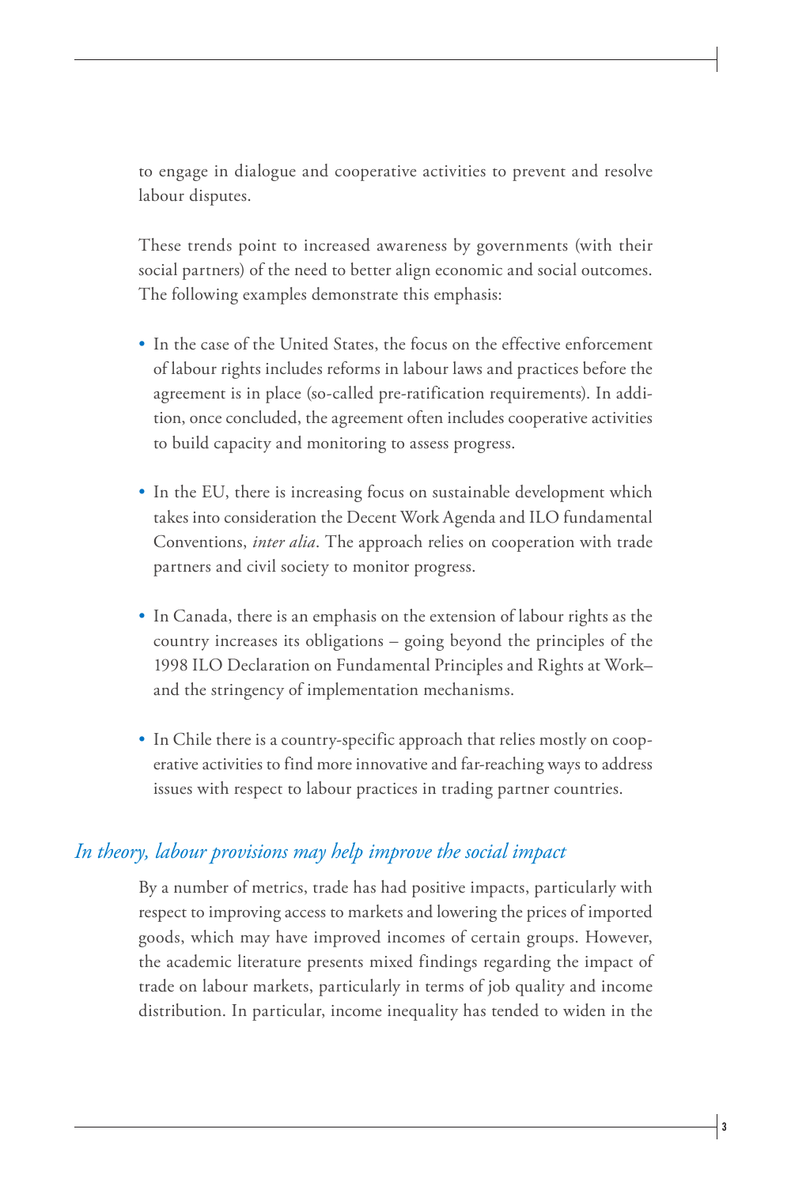to engage in dialogue and cooperative activities to prevent and resolve labour disputes.

These trends point to increased awareness by governments (with their social partners) of the need to better align economic and social outcomes. The following examples demonstrate this emphasis:

- In the case of the United States, the focus on the effective enforcement of labour rights includes reforms in labour laws and practices before the agreement is in place (so-called pre-ratification requirements). In addition, once concluded, the agreement often includes cooperative activities to build capacity and monitoring to assess progress.

- In the EU, there is increasing focus on sustainable development which takes into consideration the Decent Work Agenda and ILO fundamental Conventions, *inter alia*. The approach relies on cooperation with trade partners and civil society to monitor progress.

- In Canada, there is an emphasis on the extension of labour rights as the country increases its obligations – going beyond the principles of the 1998 ILO Declaration on Fundamental Principles and Rights at Work– and the stringency of implementation mechanisms.

- In Chile there is a country-specific approach that relies mostly on cooperative activities to find more innovative and far-reaching ways to address issues with respect to labour practices in trading partner countries.

## *In theory, labour provisions may help improve the social impact*

By a number of metrics, trade has had positive impacts, particularly with respect to improving access to markets and lowering the prices of imported goods, which may have improved incomes of certain groups. However, the academic literature presents mixed findings regarding the impact of trade on labour markets, particularly in terms of job quality and income distribution. In particular, income inequality has tended to widen in the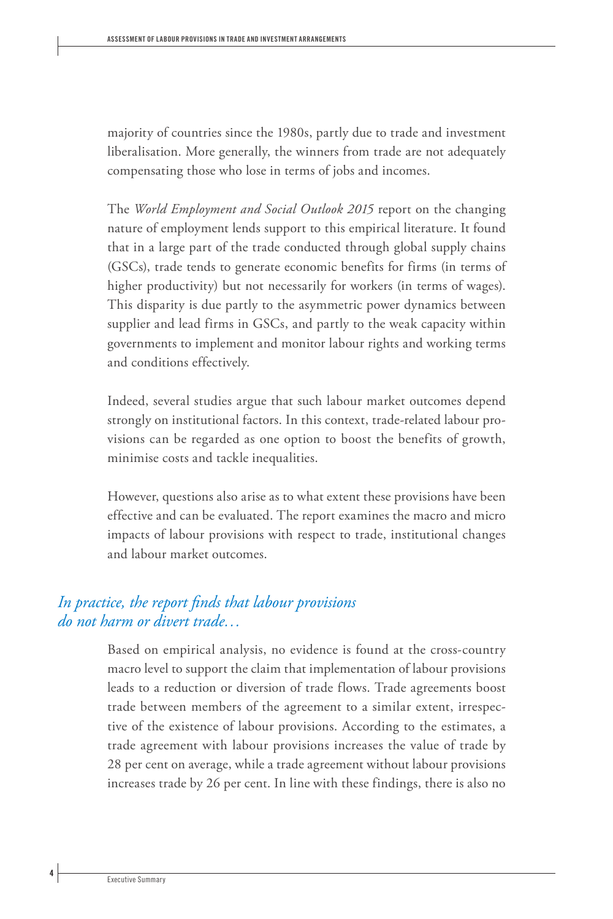majority of countries since the 1980s, partly due to trade and investment liberalisation. More generally, the winners from trade are not adequately compensating those who lose in terms of jobs and incomes.

The *World Employment and Social Outlook 2015* report on the changing nature of employment lends support to this empirical literature. It found that in a large part of the trade conducted through global supply chains (GSCs), trade tends to generate economic benefits for firms (in terms of higher productivity) but not necessarily for workers (in terms of wages). This disparity is due partly to the asymmetric power dynamics between supplier and lead firms in GSCs, and partly to the weak capacity within governments to implement and monitor labour rights and working terms and conditions effectively.

Indeed, several studies argue that such labour market outcomes depend strongly on institutional factors. In this context, trade-related labour provisions can be regarded as one option to boost the benefits of growth, minimise costs and tackle inequalities.

However, questions also arise as to what extent these provisions have been effective and can be evaluated. The report examines the macro and micro impacts of labour provisions with respect to trade, institutional changes and labour market outcomes.

## *In practice, the report finds that labour provisions do not harm or divert trade…*

Based on empirical analysis, no evidence is found at the cross-country macro level to support the claim that implementation of labour provisions leads to a reduction or diversion of trade flows. Trade agreements boost trade between members of the agreement to a similar extent, irrespective of the existence of labour provisions. According to the estimates, a trade agreement with labour provisions increases the value of trade by 28 per cent on average, while a trade agreement without labour provisions increases trade by 26 per cent. In line with these findings, there is also no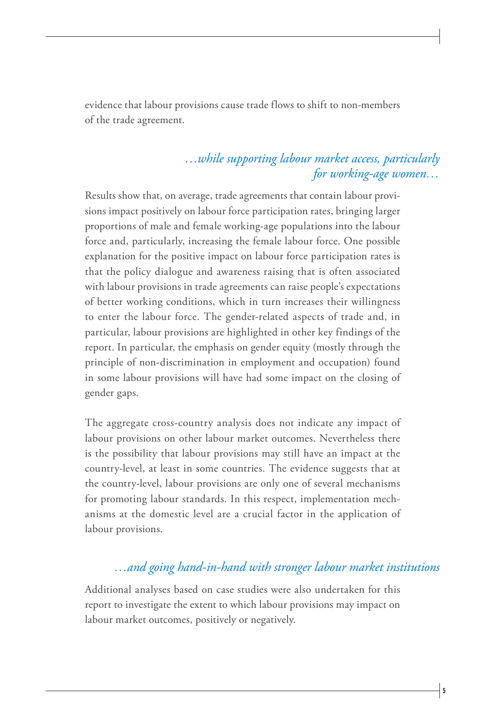evidence that labour provisions cause trade flows to shift to non-members of the trade agreement.

### *…while supporting labour market access, particularly for working-age women…*

Results show that, on average, trade agreements that contain labour provisions impact positively on labour force participation rates, bringing larger proportions of male and female working-age populations into the labour force and, particularly, increasing the female labour force. One possible explanation for the positive impact on labour force participation rates is that the policy dialogue and awareness raising that is often associated with labour provisions in trade agreements can raise people's expectations of better working conditions, which in turn increases their willingness to enter the labour force. The gender-related aspects of trade and, in particular, labour provisions are highlighted in other key findings of the report. In particular, the emphasis on gender equity (mostly through the principle of non-discrimination in employment and occupation) found in some labour provisions will have had some impact on the closing of gender gaps.

The aggregate cross-country analysis does not indicate any impact of labour provisions on other labour market outcomes. Nevertheless there is the possibility that labour provisions may still have an impact at the country-level, at least in some countries. The evidence suggests that at the country-level, labour provisions are only one of several mechanisms for promoting labour standards. In this respect, implementation mechanisms at the domestic level are a crucial factor in the application of labour provisions.

### *…and going hand-in-hand with stronger labour market institutions*

Additional analyses based on case studies were also undertaken for this report to investigate the extent to which labour provisions may impact on labour market outcomes, positively or negatively.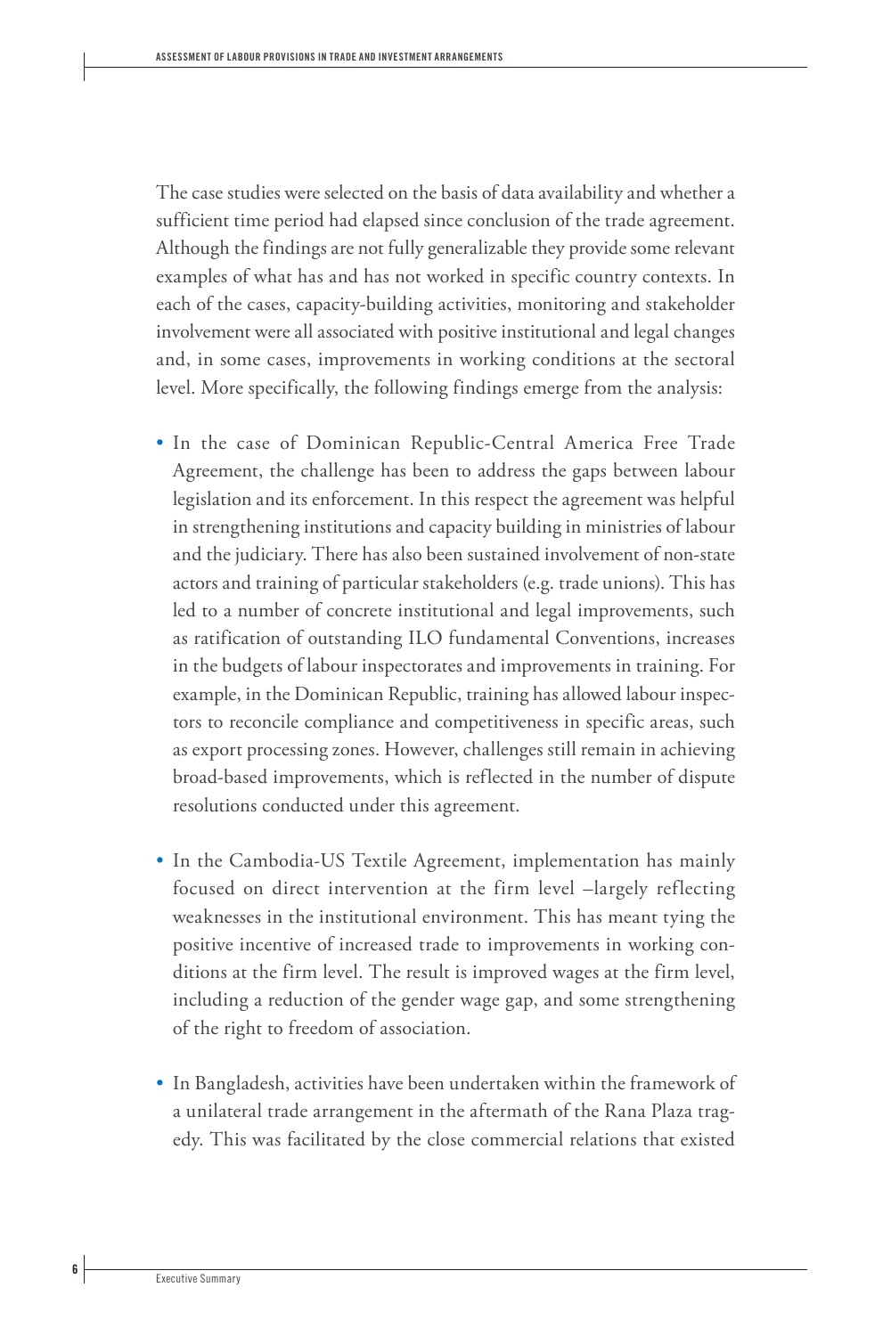The case studies were selected on the basis of data availability and whether a sufficient time period had elapsed since conclusion of the trade agreement. Although the findings are not fully generalizable they provide some relevant examples of what has and has not worked in specific country contexts. In each of the cases, capacity-building activities, monitoring and stakeholder involvement were all associated with positive institutional and legal changes and, in some cases, improvements in working conditions at the sectoral level. More specifically, the following findings emerge from the analysis:

- In the case of Dominican Republic-Central America Free Trade Agreement, the challenge has been to address the gaps between labour legislation and its enforcement. In this respect the agreement was helpful in strengthening institutions and capacity building in ministries of labour and the judiciary. There has also been sustained involvement of non-state actors and training of particular stakeholders (e.g. trade unions). This has led to a number of concrete institutional and legal improvements, such as ratification of outstanding ILO fundamental Conventions, increases in the budgets of labour inspectorates and improvements in training. For example, in the Dominican Republic, training has allowed labour inspectors to reconcile compliance and competitiveness in specific areas, such as export processing zones. However, challenges still remain in achieving broad-based improvements, which is reflected in the number of dispute resolutions conducted under this agreement.

- In the Cambodia-US Textile Agreement, implementation has mainly focused on direct intervention at the firm level –largely reflecting weaknesses in the institutional environment. This has meant tying the positive incentive of increased trade to improvements in working conditions at the firm level. The result is improved wages at the firm level, including a reduction of the gender wage gap, and some strengthening of the right to freedom of association.

- In Bangladesh, activities have been undertaken within the framework of a unilateral trade arrangement in the aftermath of the Rana Plaza tragedy. This was facilitated by the close commercial relations that existed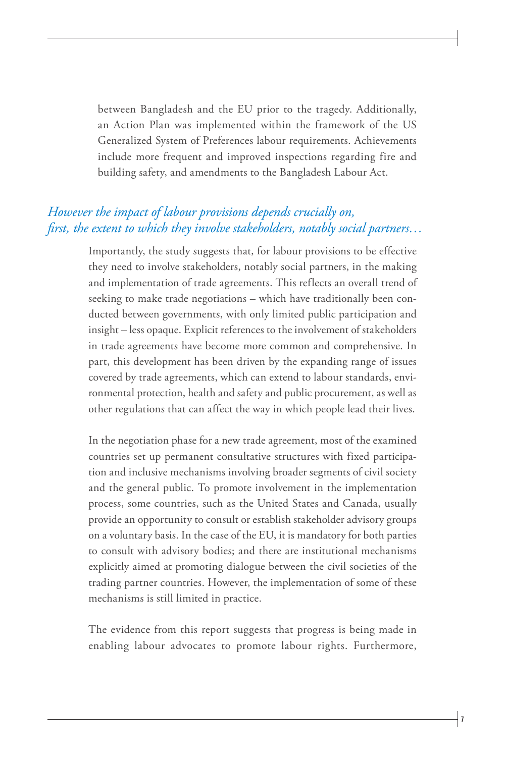between Bangladesh and the EU prior to the tragedy. Additionally, an Action Plan was implemented within the framework of the US Generalized System of Preferences labour requirements. Achievements include more frequent and improved inspections regarding fire and building safety, and amendments to the Bangladesh Labour Act.

### *However the impact of labour provisions depends crucially on, first, the extent to which they involve stakeholders, notably social partners…*

Importantly, the study suggests that, for labour provisions to be effective they need to involve stakeholders, notably social partners, in the making and implementation of trade agreements. This reflects an overall trend of seeking to make trade negotiations – which have traditionally been conducted between governments, with only limited public participation and insight – less opaque. Explicit references to the involvement of stakeholders in trade agreements have become more common and comprehensive. In part, this development has been driven by the expanding range of issues covered by trade agreements, which can extend to labour standards, environmental protection, health and safety and public procurement, as well as other regulations that can affect the way in which people lead their lives.

In the negotiation phase for a new trade agreement, most of the examined countries set up permanent consultative structures with fixed participation and inclusive mechanisms involving broader segments of civil society and the general public. To promote involvement in the implementation process, some countries, such as the United States and Canada, usually provide an opportunity to consult or establish stakeholder advisory groups on a voluntary basis. In the case of the EU, it is mandatory for both parties to consult with advisory bodies; and there are institutional mechanisms explicitly aimed at promoting dialogue between the civil societies of the trading partner countries. However, the implementation of some of these mechanisms is still limited in practice.

The evidence from this report suggests that progress is being made in enabling labour advocates to promote labour rights. Furthermore,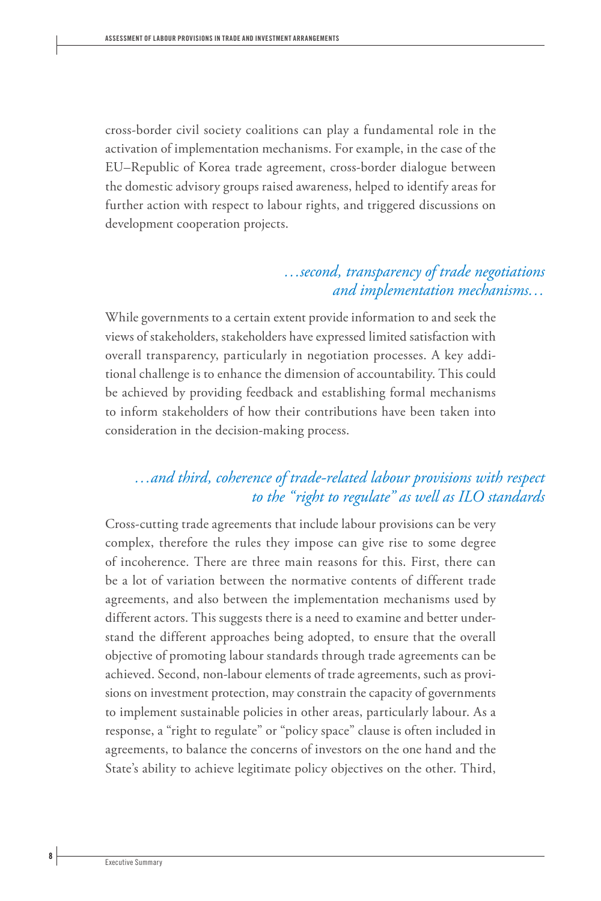cross-border civil society coalitions can play a fundamental role in the activation of implementation mechanisms. For example, in the case of the EU–Republic of Korea trade agreement, cross-border dialogue between the domestic advisory groups raised awareness, helped to identify areas for further action with respect to labour rights, and triggered discussions on development cooperation projects.

### *…second, transparency of trade negotiations and implementation mechanisms…*

While governments to a certain extent provide information to and seek the views of stakeholders, stakeholders have expressed limited satisfaction with overall transparency, particularly in negotiation processes. A key additional challenge is to enhance the dimension of accountability. This could be achieved by providing feedback and establishing formal mechanisms to inform stakeholders of how their contributions have been taken into consideration in the decision-making process.

### *…and third, coherence of trade-related labour provisions with respect to the "right to regulate" as well as ILO standards*

Cross-cutting trade agreements that include labour provisions can be very complex, therefore the rules they impose can give rise to some degree of incoherence. There are three main reasons for this. First, there can be a lot of variation between the normative contents of different trade agreements, and also between the implementation mechanisms used by different actors. This suggests there is a need to examine and better understand the different approaches being adopted, to ensure that the overall objective of promoting labour standards through trade agreements can be achieved. Second, non-labour elements of trade agreements, such as provisions on investment protection, may constrain the capacity of governments to implement sustainable policies in other areas, particularly labour. As a response, a "right to regulate" or "policy space" clause is often included in agreements, to balance the concerns of investors on the one hand and the State's ability to achieve legitimate policy objectives on the other. Third,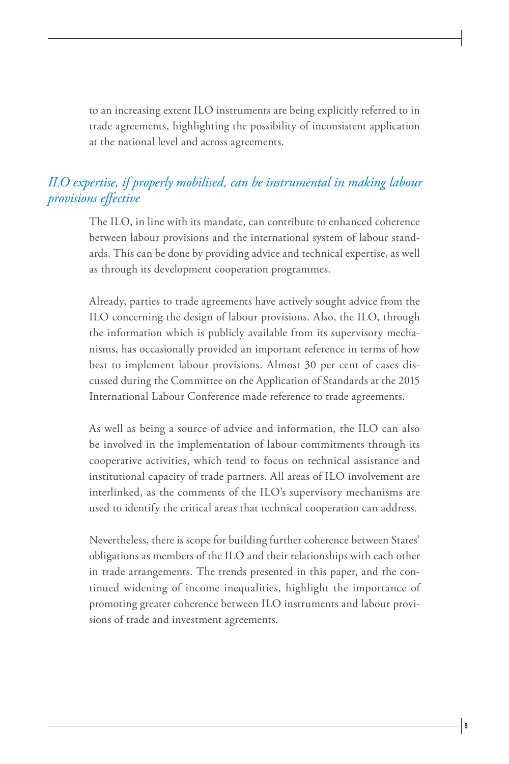to an increasing extent ILO instruments are being explicitly referred to in trade agreements, highlighting the possibility of inconsistent application at the national level and across agreements.

## *ILO expertise, if properly mobilised, can be instrumental in making labour provisions effective*

The ILO, in line with its mandate, can contribute to enhanced coherence between labour provisions and the international system of labour standards. This can be done by providing advice and technical expertise, as well as through its development cooperation programmes.

Already, parties to trade agreements have actively sought advice from the ILO concerning the design of labour provisions. Also, the ILO, through the information which is publicly available from its supervisory mechanisms, has occasionally provided an important reference in terms of how best to implement labour provisions. Almost 30 per cent of cases discussed during the Committee on the Application of Standards at the 2015 International Labour Conference made reference to trade agreements.

As well as being a source of advice and information, the ILO can also be involved in the implementation of labour commitments through its cooperative activities, which tend to focus on technical assistance and institutional capacity of trade partners. All areas of ILO involvement are interlinked, as the comments of the ILO's supervisory mechanisms are used to identify the critical areas that technical cooperation can address.

Nevertheless, there is scope for building further coherence between States' obligations as members of the ILO and their relationships with each other in trade arrangements. The trends presented in this paper, and the continued widening of income inequalities, highlight the importance of promoting greater coherence between ILO instruments and labour provisions of trade and investment agreements.